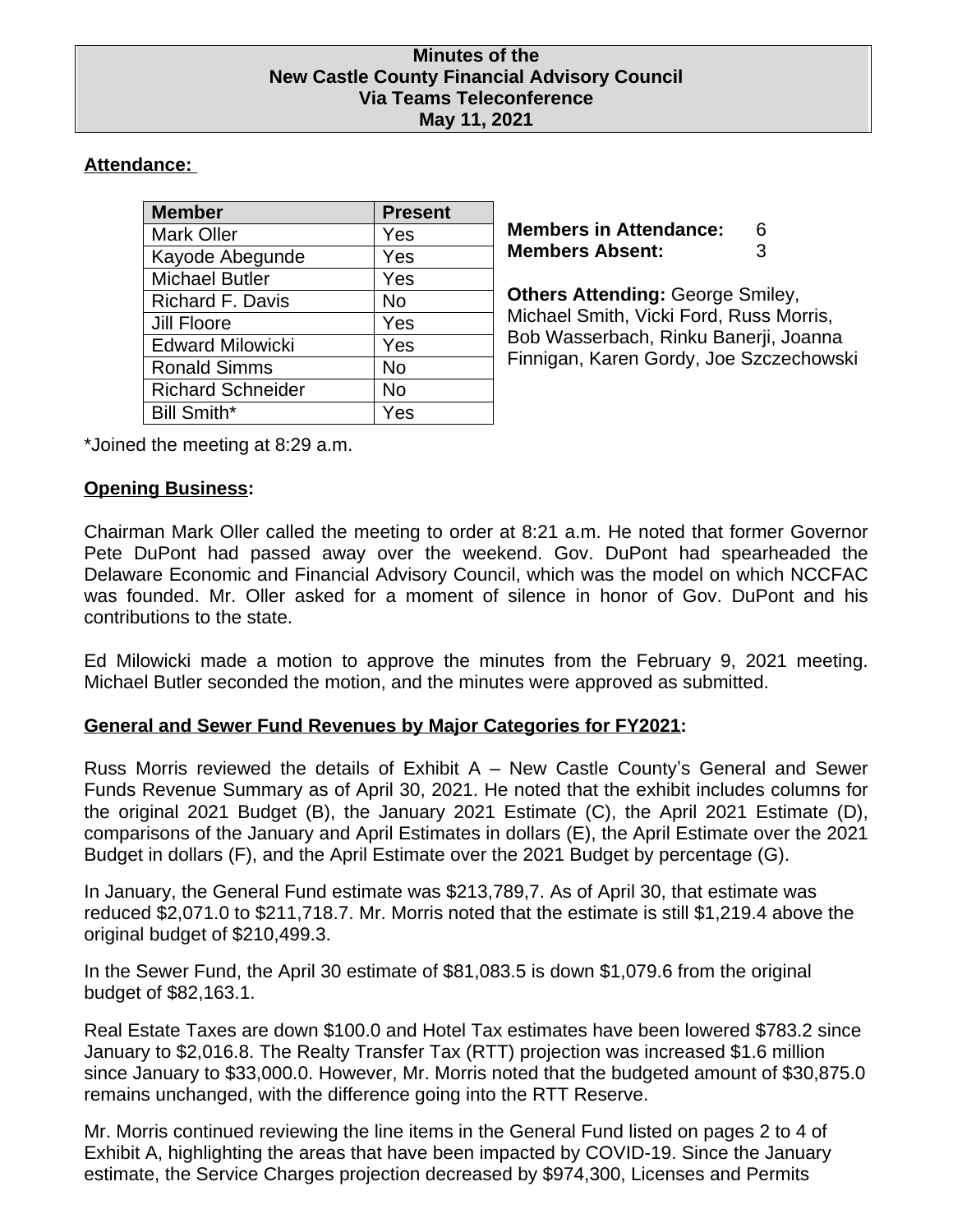# Minutes of the New Castle County Financial Advisory Council Via Teams Teleconference May 11, 2021

## Attendance:

| Member | Present |
|---|---|
| Mark Oller | Yes |
| Kayode Abegunde | Yes |
| Michael Butler | Yes |
| Richard F. Davis | No |
| Jill Floore | Yes |
| Edward Milowicki | Yes |
| Ronald Simms | No |
| Richard Schneider | No |
| Bill Smith* | Yes |

**Members in Attendance:** 6
**Members Absent:** 3

**Others Attending:** George Smiley, Michael Smith, Vicki Ford, Russ Morris, Bob Wasserbach, Rinku Banerji, Joanna Finnigan, Karen Gordy, Joe Szczechowski

*Joined the meeting at 8:29 a.m.

## Opening Business:

Chairman Mark Oller called the meeting to order at 8:21 a.m. He noted that former Governor Pete DuPont had passed away over the weekend. Gov. DuPont had spearheaded the Delaware Economic and Financial Advisory Council, which was the model on which NCCFAC was founded. Mr. Oller asked for a moment of silence in honor of Gov. DuPont and his contributions to the state.

Ed Milowicki made a motion to approve the minutes from the February 9, 2021 meeting. Michael Butler seconded the motion, and the minutes were approved as submitted.

## General and Sewer Fund Revenues by Major Categories for FY2021:

Russ Morris reviewed the details of Exhibit A – New Castle County's General and Sewer Funds Revenue Summary as of April 30, 2021. He noted that the exhibit includes columns for the original 2021 Budget (B), the January 2021 Estimate (C), the April 2021 Estimate (D), comparisons of the January and April Estimates in dollars (E), the April Estimate over the 2021 Budget in dollars (F), and the April Estimate over the 2021 Budget by percentage (G).

In January, the General Fund estimate was $213,789,7. As of April 30, that estimate was reduced $2,071.0 to $211,718.7. Mr. Morris noted that the estimate is still $1,219.4 above the original budget of $210,499.3.

In the Sewer Fund, the April 30 estimate of $81,083.5 is down $1,079.6 from the original budget of $82,163.1.

Real Estate Taxes are down $100.0 and Hotel Tax estimates have been lowered $783.2 since January to $2,016.8. The Realty Transfer Tax (RTT) projection was increased $1.6 million since January to $33,000.0. However, Mr. Morris noted that the budgeted amount of $30,875.0 remains unchanged, with the difference going into the RTT Reserve.

Mr. Morris continued reviewing the line items in the General Fund listed on pages 2 to 4 of Exhibit A, highlighting the areas that have been impacted by COVID-19. Since the January estimate, the Service Charges projection decreased by $974,300, Licenses and Permits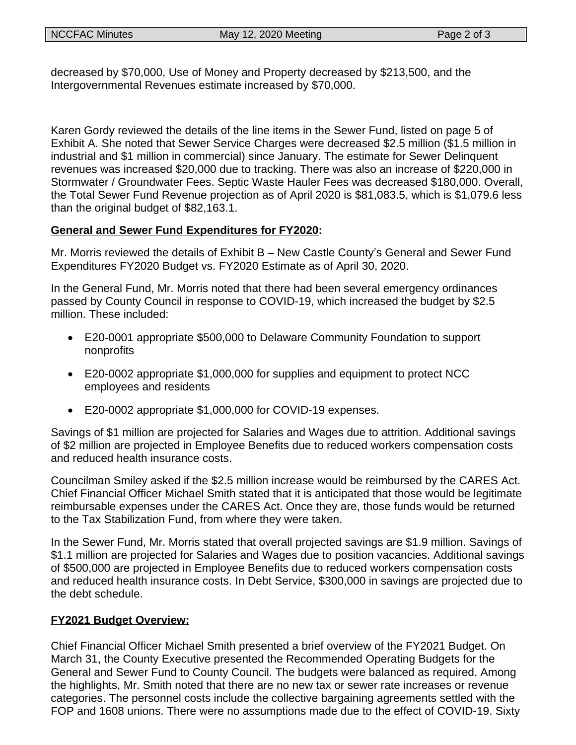decreased by $70,000, Use of Money and Property decreased by $213,500, and the Intergovernmental Revenues estimate increased by $70,000.

Karen Gordy reviewed the details of the line items in the Sewer Fund, listed on page 5 of Exhibit A. She noted that Sewer Service Charges were decreased $2.5 million ($1.5 million in industrial and $1 million in commercial) since January. The estimate for Sewer Delinquent revenues was increased $20,000 due to tracking. There was also an increase of $220,000 in Stormwater / Groundwater Fees. Septic Waste Hauler Fees was decreased $180,000. Overall, the Total Sewer Fund Revenue projection as of April 2020 is $81,083.5, which is $1,079.6 less than the original budget of $82,163.1.

**General and Sewer Fund Expenditures for FY2020:**

Mr. Morris reviewed the details of Exhibit B – New Castle County's General and Sewer Fund Expenditures FY2020 Budget vs. FY2020 Estimate as of April 30, 2020.

In the General Fund, Mr. Morris noted that there had been several emergency ordinances passed by County Council in response to COVID-19, which increased the budget by $2.5 million. These included:

- E20-0001 appropriate $500,000 to Delaware Community Foundation to support nonprofits
- E20-0002 appropriate $1,000,000 for supplies and equipment to protect NCC employees and residents
- E20-0002 appropriate $1,000,000 for COVID-19 expenses.

Savings of $1 million are projected for Salaries and Wages due to attrition. Additional savings of $2 million are projected in Employee Benefits due to reduced workers compensation costs and reduced health insurance costs.

Councilman Smiley asked if the $2.5 million increase would be reimbursed by the CARES Act. Chief Financial Officer Michael Smith stated that it is anticipated that those would be legitimate reimbursable expenses under the CARES Act. Once they are, those funds would be returned to the Tax Stabilization Fund, from where they were taken.

In the Sewer Fund, Mr. Morris stated that overall projected savings are $1.9 million. Savings of $1.1 million are projected for Salaries and Wages due to position vacancies. Additional savings of $500,000 are projected in Employee Benefits due to reduced workers compensation costs and reduced health insurance costs. In Debt Service, $300,000 in savings are projected due to the debt schedule.

**FY2021 Budget Overview:**

Chief Financial Officer Michael Smith presented a brief overview of the FY2021 Budget. On March 31, the County Executive presented the Recommended Operating Budgets for the General and Sewer Fund to County Council. The budgets were balanced as required. Among the highlights, Mr. Smith noted that there are no new tax or sewer rate increases or revenue categories. The personnel costs include the collective bargaining agreements settled with the FOP and 1608 unions. There were no assumptions made due to the effect of COVID-19. Sixty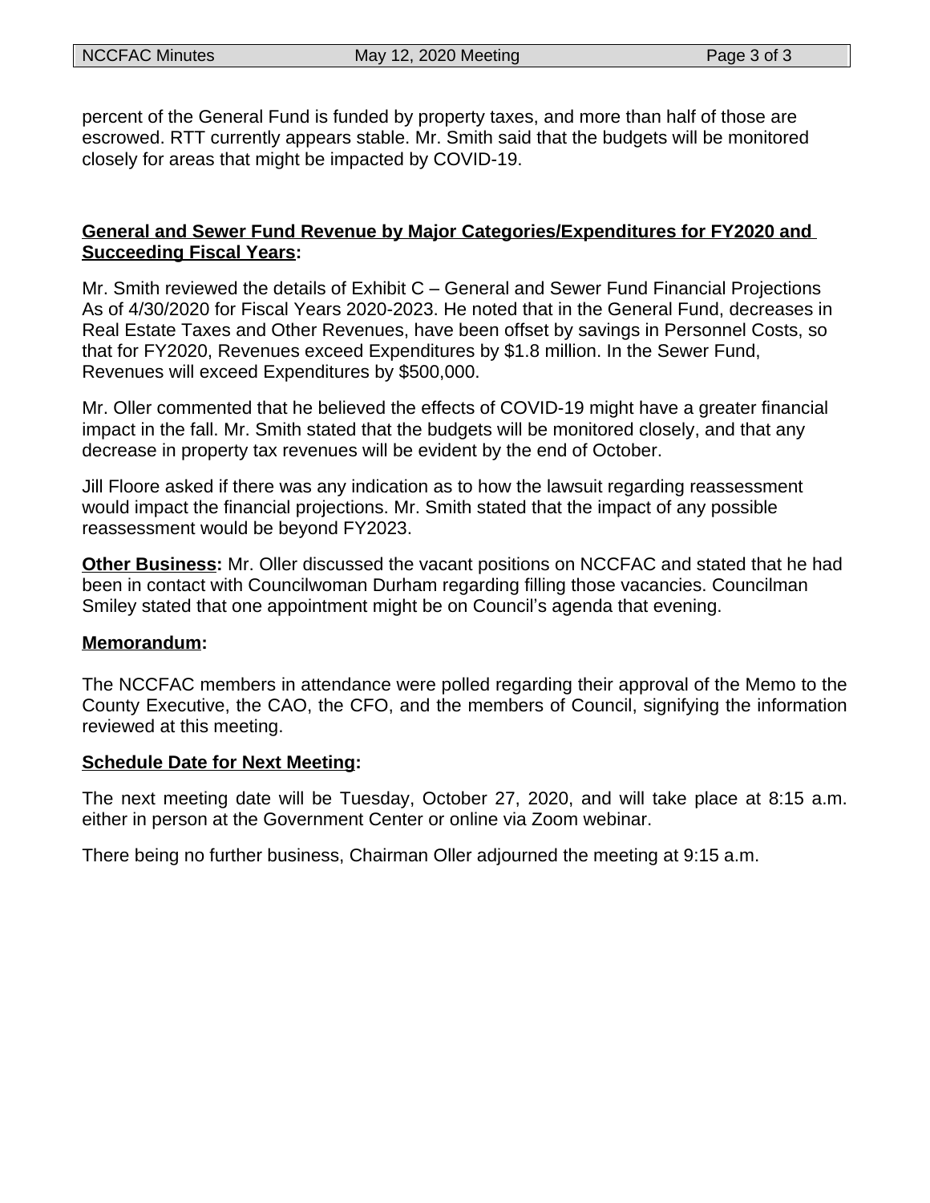percent of the General Fund is funded by property taxes, and more than half of those are escrowed. RTT currently appears stable. Mr. Smith said that the budgets will be monitored closely for areas that might be impacted by COVID-19.

**General and Sewer Fund Revenue by Major Categories/Expenditures for FY2020 and Succeeding Fiscal Years:**

Mr. Smith reviewed the details of Exhibit C – General and Sewer Fund Financial Projections As of 4/30/2020 for Fiscal Years 2020-2023. He noted that in the General Fund, decreases in Real Estate Taxes and Other Revenues, have been offset by savings in Personnel Costs, so that for FY2020, Revenues exceed Expenditures by $1.8 million. In the Sewer Fund, Revenues will exceed Expenditures by $500,000.

Mr. Oller commented that he believed the effects of COVID-19 might have a greater financial impact in the fall. Mr. Smith stated that the budgets will be monitored closely, and that any decrease in property tax revenues will be evident by the end of October.

Jill Floore asked if there was any indication as to how the lawsuit regarding reassessment would impact the financial projections. Mr. Smith stated that the impact of any possible reassessment would be beyond FY2023.

**Other Business:** Mr. Oller discussed the vacant positions on NCCFAC and stated that he had been in contact with Councilwoman Durham regarding filling those vacancies. Councilman Smiley stated that one appointment might be on Council's agenda that evening.

**Memorandum:**

The NCCFAC members in attendance were polled regarding their approval of the Memo to the County Executive, the CAO, the CFO, and the members of Council, signifying the information reviewed at this meeting.

**Schedule Date for Next Meeting:**

The next meeting date will be Tuesday, October 27, 2020, and will take place at 8:15 a.m. either in person at the Government Center or online via Zoom webinar.

There being no further business, Chairman Oller adjourned the meeting at 9:15 a.m.